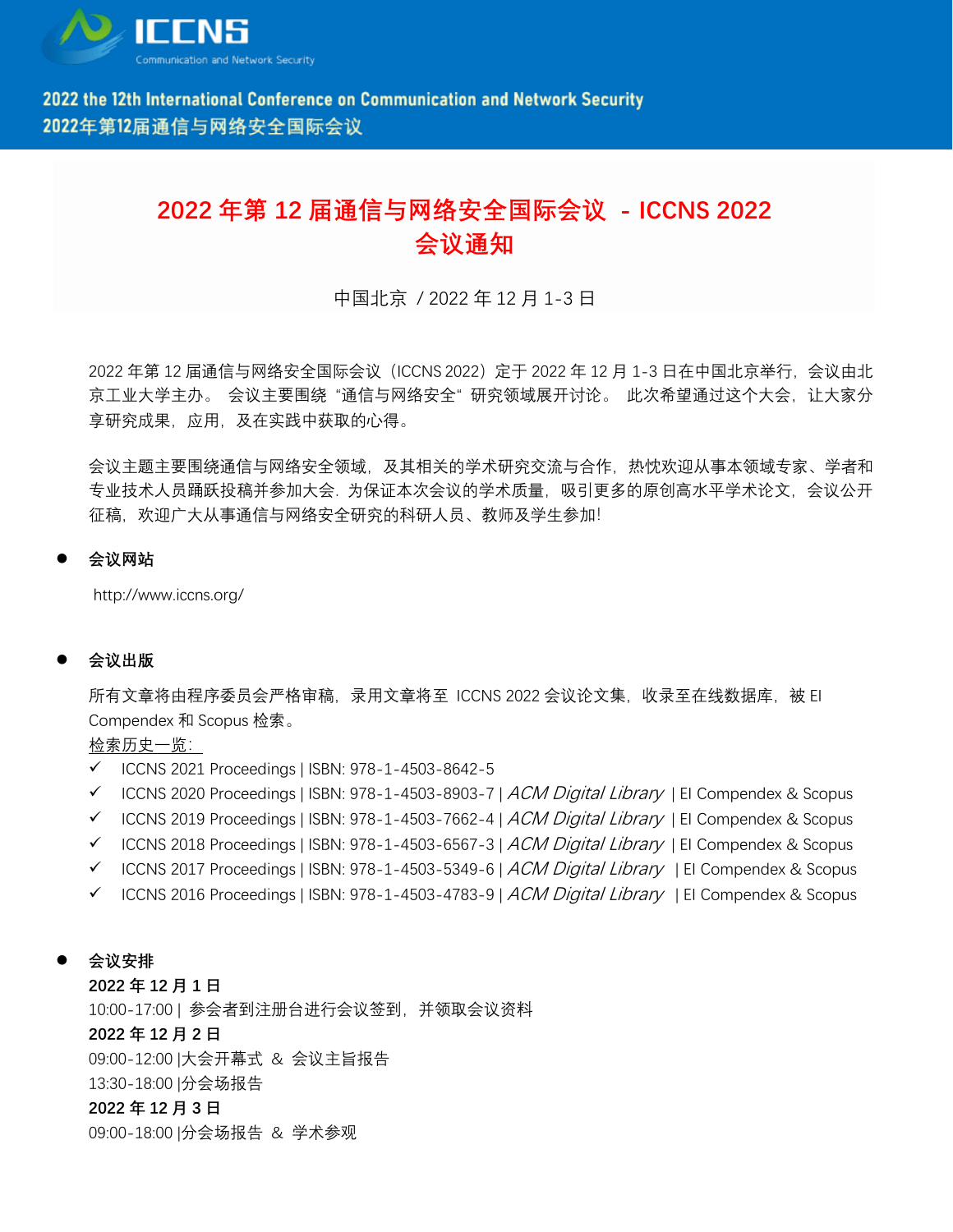ICCNS

Communication and Network Security

2022 the 12th International Conference on Communication and Network Security

2022年第12届通信与网络安全国际会议

# 2022 年第 12 届通信与网络安全国际会议 - ICCNS 2022
# 会议通知

中国北京 / 2022 年 12 月 1-3 日

2022 年第 12 届通信与网络安全国际会议（ICCNS 2022）定于 2022 年 12 月 1-3 日在中国北京举行，会议由北京工业大学主办。 会议主要围绕 "通信与网络安全" 研究领域展开讨论。 此次希望通过这个大会，让大家分享研究成果，应用，及在实践中获取的心得。

会议主题主要围绕通信与网络安全领域，及其相关的学术研究交流与合作，热忱欢迎从事本领域专家、学者和专业技术人员踊跃投稿并参加大会. 为保证本次会议的学术质量，吸引更多的原创高水平学术论文，会议公开征稿，欢迎广大从事通信与网络安全研究的科研人员、教师及学生参加!

- **会议网站**

  http://www.iccns.org/

- **会议出版**

  所有文章将由程序委员会严格审稿，录用文章将至 ICCNS 2022 会议论文集，收录至在线数据库，被 EI Compendex 和 Scopus 检索。

  检索历史一览:

  ✓ ICCNS 2021 Proceedings | ISBN: 978-1-4503-8642-5

  ✓ ICCNS 2020 Proceedings | ISBN: 978-1-4503-8903-7 | *ACM Digital Library* | EI Compendex & Scopus

  ✓ ICCNS 2019 Proceedings | ISBN: 978-1-4503-7662-4 | *ACM Digital Library* | EI Compendex & Scopus

  ✓ ICCNS 2018 Proceedings | ISBN: 978-1-4503-6567-3 | *ACM Digital Library* | EI Compendex & Scopus

  ✓ ICCNS 2017 Proceedings | ISBN: 978-1-4503-5349-6 | *ACM Digital Library* | EI Compendex & Scopus

  ✓ ICCNS 2016 Proceedings | ISBN: 978-1-4503-4783-9 | *ACM Digital Library* | EI Compendex & Scopus

- **会议安排**

  **2022 年 12 月 1 日**

  10:00-17:00 | 参会者到注册台进行会议签到，并领取会议资料

  **2022 年 12 月 2 日**

  09:00-12:00 |大会开幕式 & 会议主旨报告

  13:30-18:00 |分会场报告

  **2022 年 12 月 3 日**

  09:00-18:00 |分会场报告 & 学术参观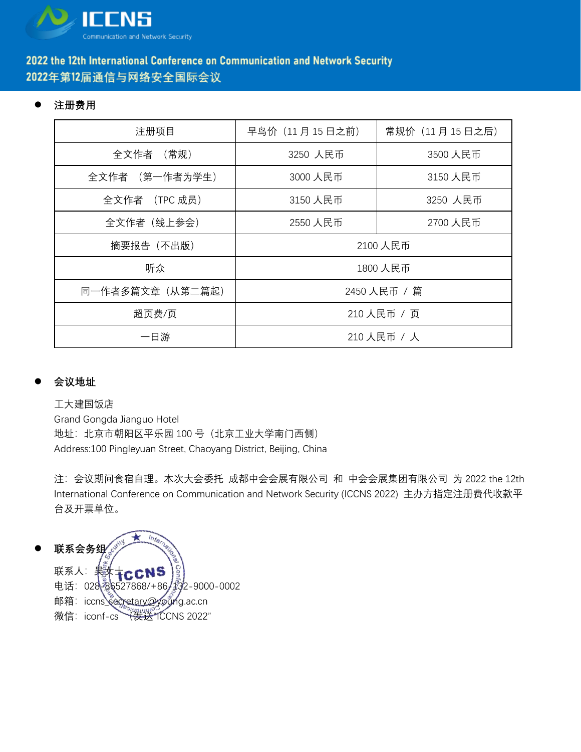- **注册费用**

| 注册项目 | 早鸟价（11 月 15 日之前） | 常规价（11 月 15 日之后） |
| --- | --- | --- |
| 全文作者 （常规） | 3250 人民币 | 3500 人民币 |
| 全文作者 （第一作者为学生） | 3000 人民币 | 3150 人民币 |
| 全文作者 （TPC 成员） | 3150 人民币 | 3250 人民币 |
| 全文作者（线上参会） | 2550 人民币 | 2700 人民币 |
| 摘要报告（不出版） | 2100 人民币 | |
| 听众 | 1800 人民币 | |
| 同一作者多篇文章（从第二篇起） | 2450 人民币 / 篇 | |
| 超页费/页 | 210 人民币 / 页 | |
| 一日游 | 210 人民币 / 人 | |

- **会议地址**

工大建国饭店
Grand Gongda Jianguo Hotel
地址：北京市朝阳区平乐园 100 号（北京工业大学南门西侧）
Address:100 Pingleyuan Street, Chaoyang District, Beijing, China

注：会议期间食宿自理。本次大会委托 成都中会会展有限公司 和 中会会展集团有限公司 为 2022 the 12th International Conference on Communication and Network Security (ICCNS 2022) 主办方指定注册费代收款平台及开票单位。

- **联系会务组**

联系人：吴女士
电话：028-86527868/+86-132-9000-0002
邮箱：iccns_secretary@young.ac.cn
微信：iconf-cs （发送"ICCNS 2022"）